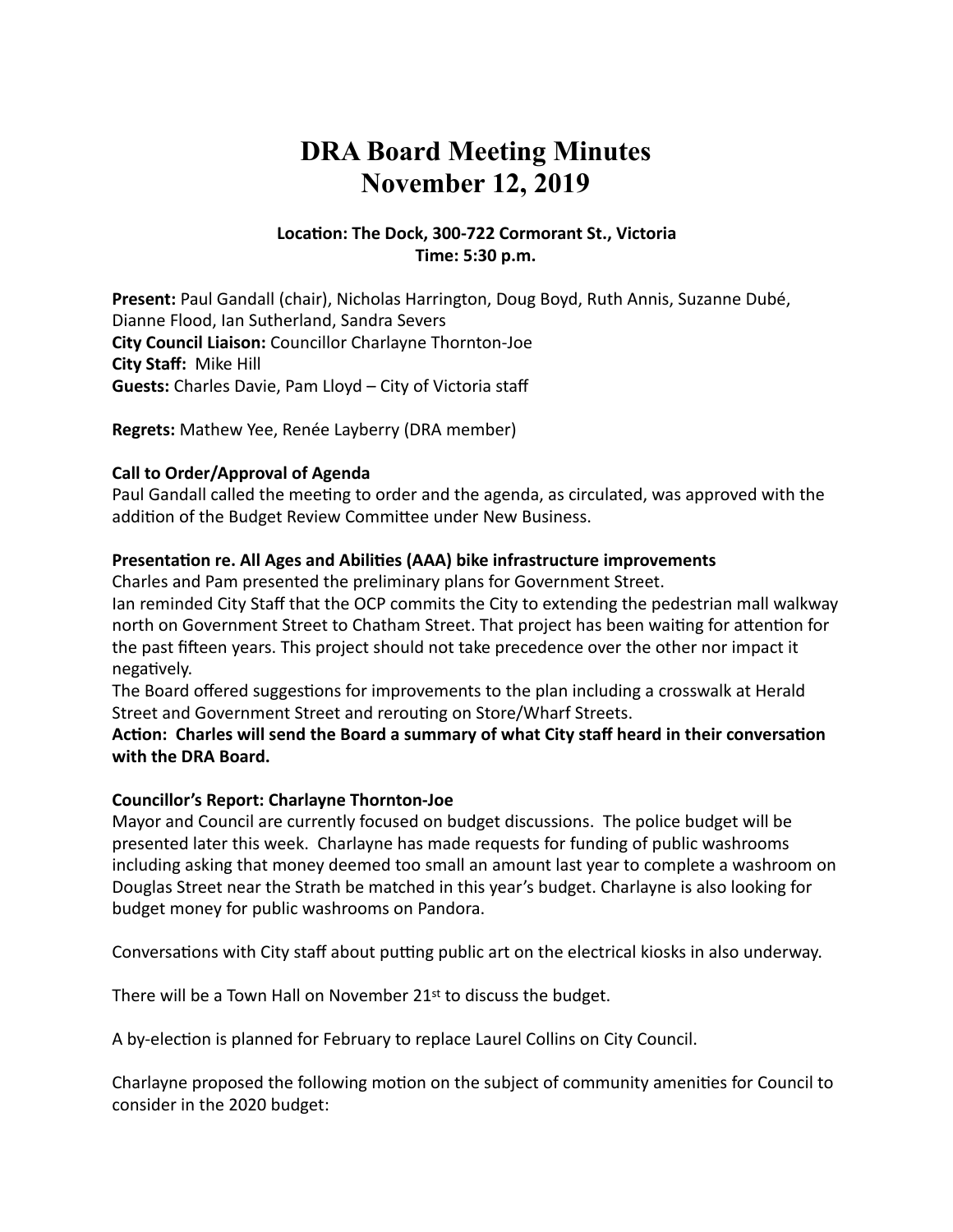# DRA Board Meeting Minutes
# November 12, 2019

**Location: The Dock, 300-722 Cormorant St., Victoria**
**Time: 5:30 p.m.**

**Present:** Paul Gandall (chair), Nicholas Harrington, Doug Boyd, Ruth Annis, Suzanne Dubé, Dianne Flood, Ian Sutherland, Sandra Severs
**City Council Liaison:** Councillor Charlayne Thornton-Joe
**City Staff:** Mike Hill
**Guests:** Charles Davie, Pam Lloyd – City of Victoria staff

**Regrets:** Mathew Yee, Renée Layberry (DRA member)

**Call to Order/Approval of Agenda**
Paul Gandall called the meeting to order and the agenda, as circulated, was approved with the addition of the Budget Review Committee under New Business.

**Presentation re. All Ages and Abilities (AAA) bike infrastructure improvements**
Charles and Pam presented the preliminary plans for Government Street.
Ian reminded City Staff that the OCP commits the City to extending the pedestrian mall walkway north on Government Street to Chatham Street. That project has been waiting for attention for the past fifteen years. This project should not take precedence over the other nor impact it negatively.
The Board offered suggestions for improvements to the plan including a crosswalk at Herald Street and Government Street and rerouting on Store/Wharf Streets.
**Action: Charles will send the Board a summary of what City staff heard in their conversation with the DRA Board.**

**Councillor's Report: Charlayne Thornton-Joe**
Mayor and Council are currently focused on budget discussions. The police budget will be presented later this week. Charlayne has made requests for funding of public washrooms including asking that money deemed too small an amount last year to complete a washroom on Douglas Street near the Strath be matched in this year's budget. Charlayne is also looking for budget money for public washrooms on Pandora.

Conversations with City staff about putting public art on the electrical kiosks in also underway.

There will be a Town Hall on November 21st to discuss the budget.

A by-election is planned for February to replace Laurel Collins on City Council.

Charlayne proposed the following motion on the subject of community amenities for Council to consider in the 2020 budget: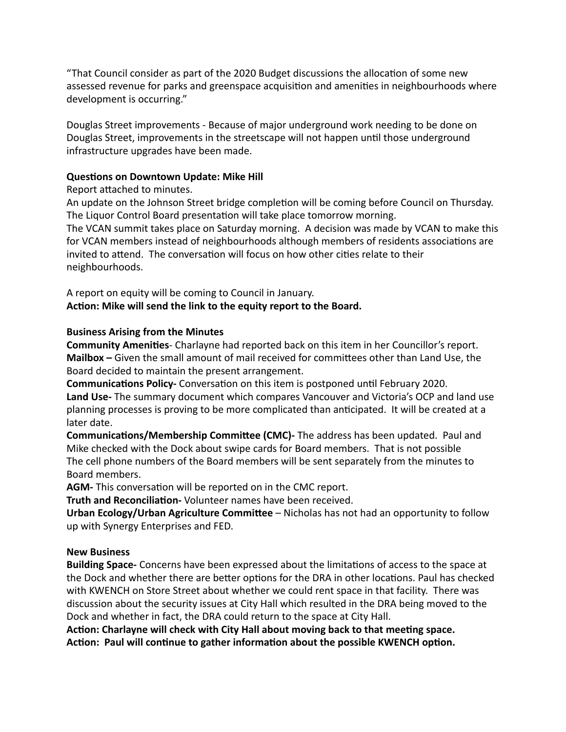"That Council consider as part of the 2020 Budget discussions the allocation of some new assessed revenue for parks and greenspace acquisition and amenities in neighbourhoods where development is occurring."

Douglas Street improvements - Because of major underground work needing to be done on Douglas Street, improvements in the streetscape will not happen until those underground infrastructure upgrades have been made.

**Questions on Downtown Update: Mike Hill**

Report attached to minutes.

An update on the Johnson Street bridge completion will be coming before Council on Thursday. The Liquor Control Board presentation will take place tomorrow morning.

The VCAN summit takes place on Saturday morning. A decision was made by VCAN to make this for VCAN members instead of neighbourhoods although members of residents associations are invited to attend. The conversation will focus on how other cities relate to their neighbourhoods.

A report on equity will be coming to Council in January.

**Action: Mike will send the link to the equity report to the Board.**

**Business Arising from the Minutes**

**Community Amenities**- Charlayne had reported back on this item in her Councillor's report.

**Mailbox –** Given the small amount of mail received for committees other than Land Use, the Board decided to maintain the present arrangement.

**Communications Policy-** Conversation on this item is postponed until February 2020.

**Land Use-** The summary document which compares Vancouver and Victoria's OCP and land use planning processes is proving to be more complicated than anticipated. It will be created at a later date.

**Communications/Membership Committee (CMC)-** The address has been updated. Paul and Mike checked with the Dock about swipe cards for Board members. That is not possible The cell phone numbers of the Board members will be sent separately from the minutes to Board members.

**AGM-** This conversation will be reported on in the CMC report.

**Truth and Reconciliation-** Volunteer names have been received.

**Urban Ecology/Urban Agriculture Committee** – Nicholas has not had an opportunity to follow up with Synergy Enterprises and FED.

**New Business**

**Building Space-** Concerns have been expressed about the limitations of access to the space at the Dock and whether there are better options for the DRA in other locations. Paul has checked with KWENCH on Store Street about whether we could rent space in that facility. There was discussion about the security issues at City Hall which resulted in the DRA being moved to the Dock and whether in fact, the DRA could return to the space at City Hall.

**Action: Charlayne will check with City Hall about moving back to that meeting space.**

**Action: Paul will continue to gather information about the possible KWENCH option.**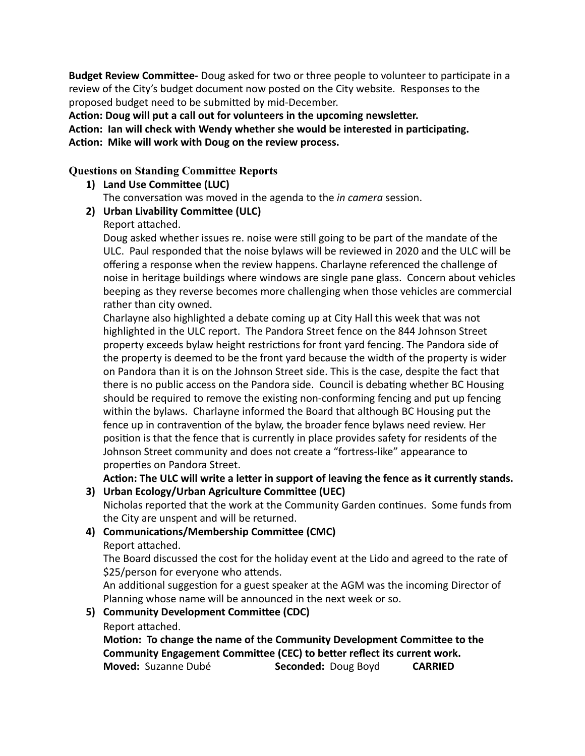**Budget Review Committee-** Doug asked for two or three people to volunteer to participate in a review of the City's budget document now posted on the City website. Responses to the proposed budget need to be submitted by mid-December.

**Action: Doug will put a call out for volunteers in the upcoming newsletter.**

**Action: Ian will check with Wendy whether she would be interested in participating.**

**Action: Mike will work with Doug on the review process.**

### Questions on Standing Committee Reports

1) **Land Use Committee (LUC)**

   The conversation was moved in the agenda to the *in camera* session.

2) **Urban Livability Committee (ULC)**

   Report attached.

   Doug asked whether issues re. noise were still going to be part of the mandate of the ULC. Paul responded that the noise bylaws will be reviewed in 2020 and the ULC will be offering a response when the review happens. Charlayne referenced the challenge of noise in heritage buildings where windows are single pane glass. Concern about vehicles beeping as they reverse becomes more challenging when those vehicles are commercial rather than city owned.

   Charlayne also highlighted a debate coming up at City Hall this week that was not highlighted in the ULC report. The Pandora Street fence on the 844 Johnson Street property exceeds bylaw height restrictions for front yard fencing. The Pandora side of the property is deemed to be the front yard because the width of the property is wider on Pandora than it is on the Johnson Street side. This is the case, despite the fact that there is no public access on the Pandora side. Council is debating whether BC Housing should be required to remove the existing non-conforming fencing and put up fencing within the bylaws. Charlayne informed the Board that although BC Housing put the fence up in contravention of the bylaw, the broader fence bylaws need review. Her position is that the fence that is currently in place provides safety for residents of the Johnson Street community and does not create a "fortress-like" appearance to properties on Pandora Street.

   **Action: The ULC will write a letter in support of leaving the fence as it currently stands.**

3) **Urban Ecology/Urban Agriculture Committee (UEC)**

   Nicholas reported that the work at the Community Garden continues. Some funds from the City are unspent and will be returned.

4) **Communications/Membership Committee (CMC)**

   Report attached.

   The Board discussed the cost for the holiday event at the Lido and agreed to the rate of $25/person for everyone who attends.

   An additional suggestion for a guest speaker at the AGM was the incoming Director of Planning whose name will be announced in the next week or so.

5) **Community Development Committee (CDC)**

   Report attached.

   **Motion: To change the name of the Community Development Committee to the Community Engagement Committee (CEC) to better reflect its current work.**

   **Moved:** Suzanne Dubé **Seconded:** Doug Boyd **CARRIED**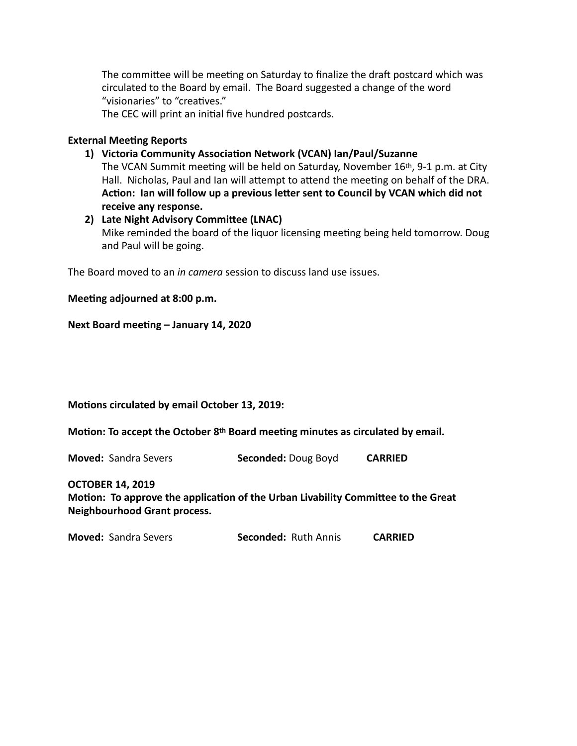The committee will be meeting on Saturday to finalize the draft postcard which was circulated to the Board by email. The Board suggested a change of the word "visionaries" to "creatives."

The CEC will print an initial five hundred postcards.

**External Meeting Reports**

1) **Victoria Community Association Network (VCAN) Ian/Paul/Suzanne**
   The VCAN Summit meeting will be held on Saturday, November 16th, 9-1 p.m. at City Hall. Nicholas, Paul and Ian will attempt to attend the meeting on behalf of the DRA.
   **Action: Ian will follow up a previous letter sent to Council by VCAN which did not receive any response.**
2) **Late Night Advisory Committee (LNAC)**
   Mike reminded the board of the liquor licensing meeting being held tomorrow. Doug and Paul will be going.

The Board moved to an *in camera* session to discuss land use issues.

**Meeting adjourned at 8:00 p.m.**

**Next Board meeting – January 14, 2020**

**Motions circulated by email October 13, 2019:**

**Motion: To accept the October 8th Board meeting minutes as circulated by email.**

**Moved:** Sandra Severs **Seconded:** Doug Boyd **CARRIED**

**OCTOBER 14, 2019**
**Motion: To approve the application of the Urban Livability Committee to the Great Neighbourhood Grant process.**

**Moved:** Sandra Severs **Seconded:** Ruth Annis **CARRIED**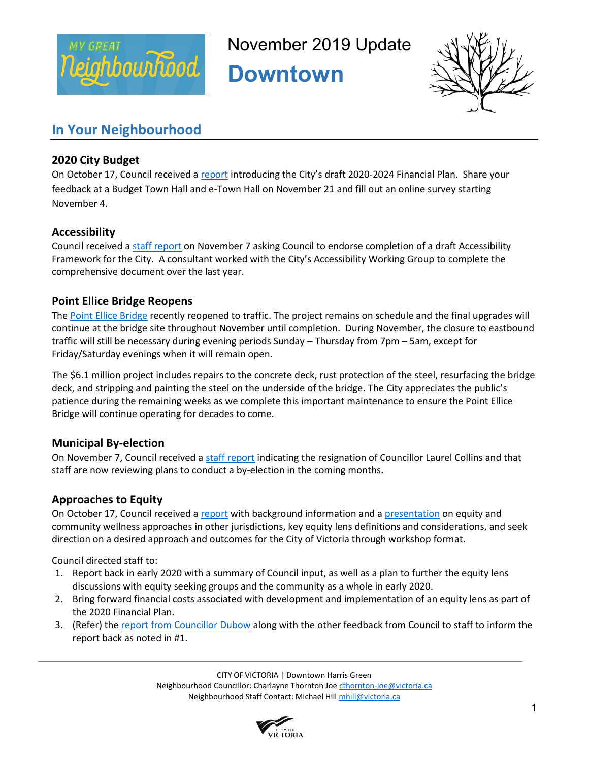November 2019 Update

# Downtown

## In Your Neighbourhood

### 2020 City Budget

On October 17, Council received a report introducing the City's draft 2020-2024 Financial Plan. Share your feedback at a Budget Town Hall and e-Town Hall on November 21 and fill out an online survey starting November 4.

### Accessibility

Council received a staff report on November 7 asking Council to endorse completion of a draft Accessibility Framework for the City. A consultant worked with the City's Accessibility Working Group to complete the comprehensive document over the last year.

### Point Ellice Bridge Reopens

The Point Ellice Bridge recently reopened to traffic. The project remains on schedule and the final upgrades will continue at the bridge site throughout November until completion. During November, the closure to eastbound traffic will still be necessary during evening periods Sunday – Thursday from 7pm – 5am, except for Friday/Saturday evenings when it will remain open.

The $6.1 million project includes repairs to the concrete deck, rust protection of the steel, resurfacing the bridge deck, and stripping and painting the steel on the underside of the bridge. The City appreciates the public's patience during the remaining weeks as we complete this important maintenance to ensure the Point Ellice Bridge will continue operating for decades to come.

### Municipal By-election

On November 7, Council received a staff report indicating the resignation of Councillor Laurel Collins and that staff are now reviewing plans to conduct a by-election in the coming months.

### Approaches to Equity

On October 17, Council received a report with background information and a presentation on equity and community wellness approaches in other jurisdictions, key equity lens definitions and considerations, and seek direction on a desired approach and outcomes for the City of Victoria through workshop format.

Council directed staff to:

1. Report back in early 2020 with a summary of Council input, as well as a plan to further the equity lens discussions with equity seeking groups and the community as a whole in early 2020.
2. Bring forward financial costs associated with development and implementation of an equity lens as part of the 2020 Financial Plan.
3. (Refer) the report from Councillor Dubow along with the other feedback from Council to staff to inform the report back as noted in #1.

CITY OF VICTORIA | Downtown Harris Green
Neighbourhood Councillor: Charlayne Thornton Joe cthornton-joe@victoria.ca
Neighbourhood Staff Contact: Michael Hill mhill@victoria.ca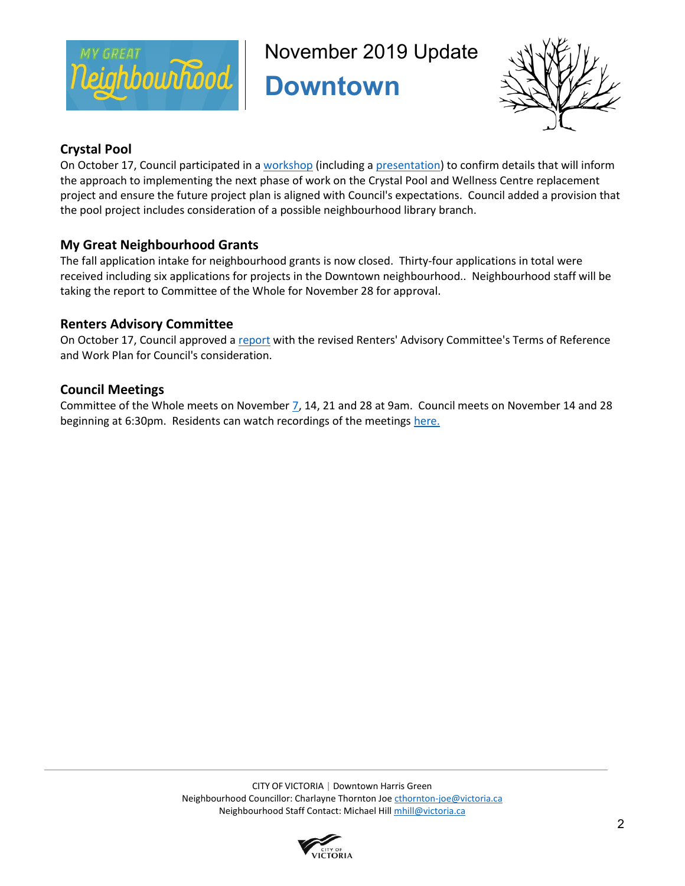November 2019 Update

# Downtown

## Crystal Pool

On October 17, Council participated in a workshop (including a presentation) to confirm details that will inform the approach to implementing the next phase of work on the Crystal Pool and Wellness Centre replacement project and ensure the future project plan is aligned with Council's expectations. Council added a provision that the pool project includes consideration of a possible neighbourhood library branch.

## My Great Neighbourhood Grants

The fall application intake for neighbourhood grants is now closed. Thirty-four applications in total were received including six applications for projects in the Downtown neighbourhood.. Neighbourhood staff will be taking the report to Committee of the Whole for November 28 for approval.

## Renters Advisory Committee

On October 17, Council approved a report with the revised Renters' Advisory Committee's Terms of Reference and Work Plan for Council's consideration.

## Council Meetings

Committee of the Whole meets on November 7, 14, 21 and 28 at 9am. Council meets on November 14 and 28 beginning at 6:30pm. Residents can watch recordings of the meetings here.

CITY OF VICTORIA | Downtown Harris Green
Neighbourhood Councillor: Charlayne Thornton Joe cthornton-joe@victoria.ca
Neighbourhood Staff Contact: Michael Hill mhill@victoria.ca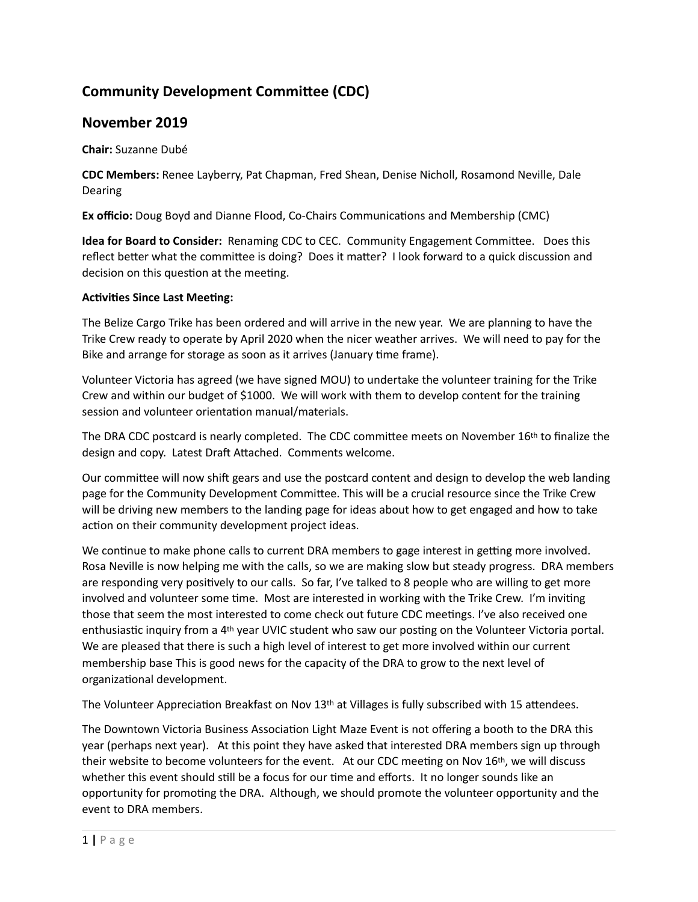## Community Development Committee (CDC)

## November 2019

**Chair:** Suzanne Dubé

**CDC Members:** Renee Layberry, Pat Chapman, Fred Shean, Denise Nicholl, Rosamond Neville, Dale Dearing

**Ex officio:** Doug Boyd and Dianne Flood, Co-Chairs Communications and Membership (CMC)

**Idea for Board to Consider:** Renaming CDC to CEC. Community Engagement Committee. Does this reflect better what the committee is doing? Does it matter? I look forward to a quick discussion and decision on this question at the meeting.

**Activities Since Last Meeting:**

The Belize Cargo Trike has been ordered and will arrive in the new year. We are planning to have the Trike Crew ready to operate by April 2020 when the nicer weather arrives. We will need to pay for the Bike and arrange for storage as soon as it arrives (January time frame).

Volunteer Victoria has agreed (we have signed MOU) to undertake the volunteer training for the Trike Crew and within our budget of $1000. We will work with them to develop content for the training session and volunteer orientation manual/materials.

The DRA CDC postcard is nearly completed. The CDC committee meets on November 16th to finalize the design and copy. Latest Draft Attached. Comments welcome.

Our committee will now shift gears and use the postcard content and design to develop the web landing page for the Community Development Committee. This will be a crucial resource since the Trike Crew will be driving new members to the landing page for ideas about how to get engaged and how to take action on their community development project ideas.

We continue to make phone calls to current DRA members to gage interest in getting more involved. Rosa Neville is now helping me with the calls, so we are making slow but steady progress. DRA members are responding very positively to our calls. So far, I've talked to 8 people who are willing to get more involved and volunteer some time. Most are interested in working with the Trike Crew. I'm inviting those that seem the most interested to come check out future CDC meetings. I've also received one enthusiastic inquiry from a 4th year UVIC student who saw our posting on the Volunteer Victoria portal. We are pleased that there is such a high level of interest to get more involved within our current membership base This is good news for the capacity of the DRA to grow to the next level of organizational development.

The Volunteer Appreciation Breakfast on Nov 13th at Villages is fully subscribed with 15 attendees.

The Downtown Victoria Business Association Light Maze Event is not offering a booth to the DRA this year (perhaps next year). At this point they have asked that interested DRA members sign up through their website to become volunteers for the event. At our CDC meeting on Nov 16th, we will discuss whether this event should still be a focus for our time and efforts. It no longer sounds like an opportunity for promoting the DRA. Although, we should promote the volunteer opportunity and the event to DRA members.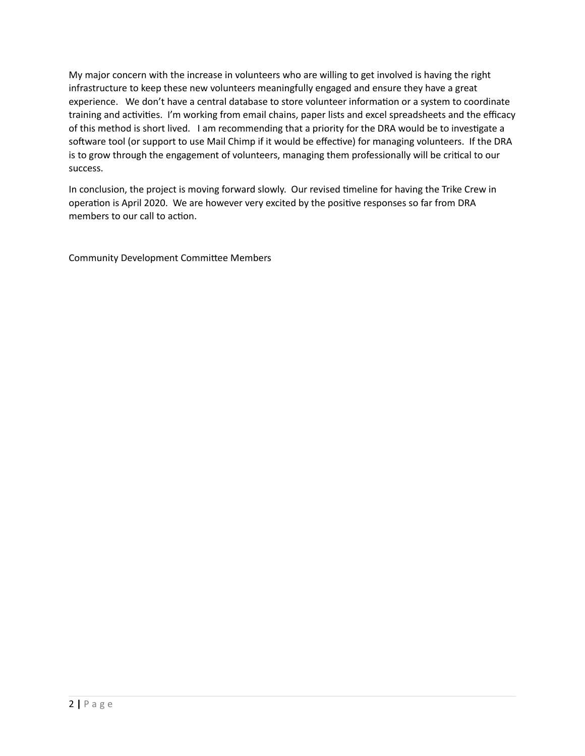My major concern with the increase in volunteers who are willing to get involved is having the right infrastructure to keep these new volunteers meaningfully engaged and ensure they have a great experience. We don't have a central database to store volunteer information or a system to coordinate training and activities. I'm working from email chains, paper lists and excel spreadsheets and the efficacy of this method is short lived. I am recommending that a priority for the DRA would be to investigate a software tool (or support to use Mail Chimp if it would be effective) for managing volunteers. If the DRA is to grow through the engagement of volunteers, managing them professionally will be critical to our success.

In conclusion, the project is moving forward slowly. Our revised timeline for having the Trike Crew in operation is April 2020. We are however very excited by the positive responses so far from DRA members to our call to action.

Community Development Committee Members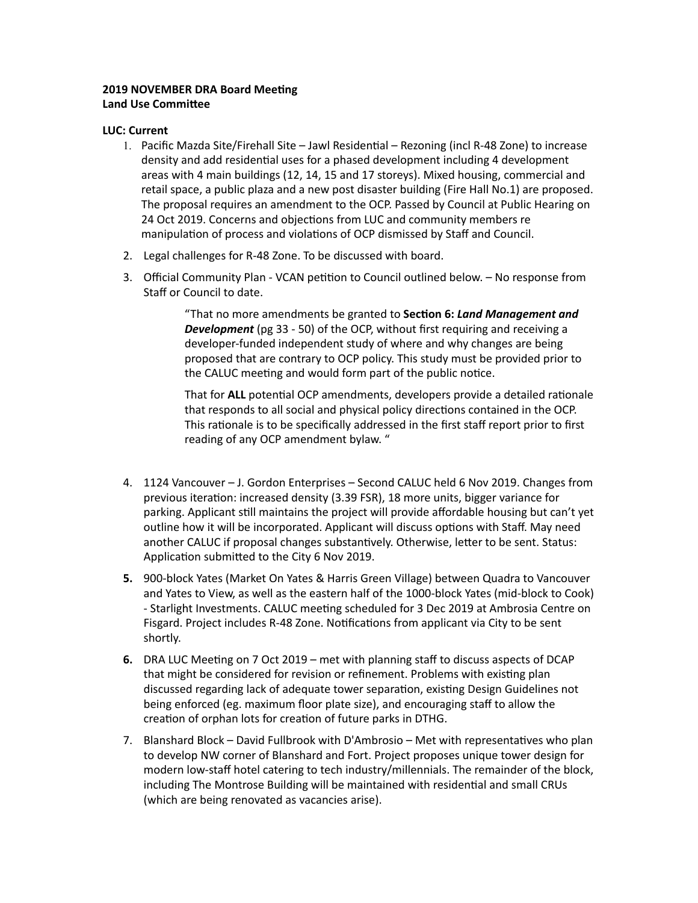**2019 NOVEMBER DRA Board Meeting**
**Land Use Committee**

**LUC: Current**

1. Pacific Mazda Site/Firehall Site – Jawl Residential – Rezoning (incl R-48 Zone) to increase density and add residential uses for a phased development including 4 development areas with 4 main buildings (12, 14, 15 and 17 storeys). Mixed housing, commercial and retail space, a public plaza and a new post disaster building (Fire Hall No.1) are proposed. The proposal requires an amendment to the OCP. Passed by Council at Public Hearing on 24 Oct 2019. Concerns and objections from LUC and community members re manipulation of process and violations of OCP dismissed by Staff and Council.

2. Legal challenges for R-48 Zone. To be discussed with board.

3. Official Community Plan - VCAN petition to Council outlined below. – No response from Staff or Council to date.

   > "That no more amendments be granted to **Section 6: *Land Management and Development*** (pg 33 - 50) of the OCP, without first requiring and receiving a developer-funded independent study of where and why changes are being proposed that are contrary to OCP policy. This study must be provided prior to the CALUC meeting and would form part of the public notice.
   >
   > That for **ALL** potential OCP amendments, developers provide a detailed rationale that responds to all social and physical policy directions contained in the OCP. This rationale is to be specifically addressed in the first staff report prior to first reading of any OCP amendment bylaw. "

4. 1124 Vancouver – J. Gordon Enterprises – Second CALUC held 6 Nov 2019. Changes from previous iteration: increased density (3.39 FSR), 18 more units, bigger variance for parking. Applicant still maintains the project will provide affordable housing but can't yet outline how it will be incorporated. Applicant will discuss options with Staff. May need another CALUC if proposal changes substantively. Otherwise, letter to be sent. Status: Application submitted to the City 6 Nov 2019.

5. 900-block Yates (Market On Yates & Harris Green Village) between Quadra to Vancouver and Yates to View, as well as the eastern half of the 1000-block Yates (mid-block to Cook) - Starlight Investments. CALUC meeting scheduled for 3 Dec 2019 at Ambrosia Centre on Fisgard. Project includes R-48 Zone. Notifications from applicant via City to be sent shortly.

6. DRA LUC Meeting on 7 Oct 2019 – met with planning staff to discuss aspects of DCAP that might be considered for revision or refinement. Problems with existing plan discussed regarding lack of adequate tower separation, existing Design Guidelines not being enforced (eg. maximum floor plate size), and encouraging staff to allow the creation of orphan lots for creation of future parks in DTHG.

7. Blanshard Block – David Fullbrook with D'Ambrosio – Met with representatives who plan to develop NW corner of Blanshard and Fort. Project proposes unique tower design for modern low-staff hotel catering to tech industry/millennials. The remainder of the block, including The Montrose Building will be maintained with residential and small CRUs (which are being renovated as vacancies arise).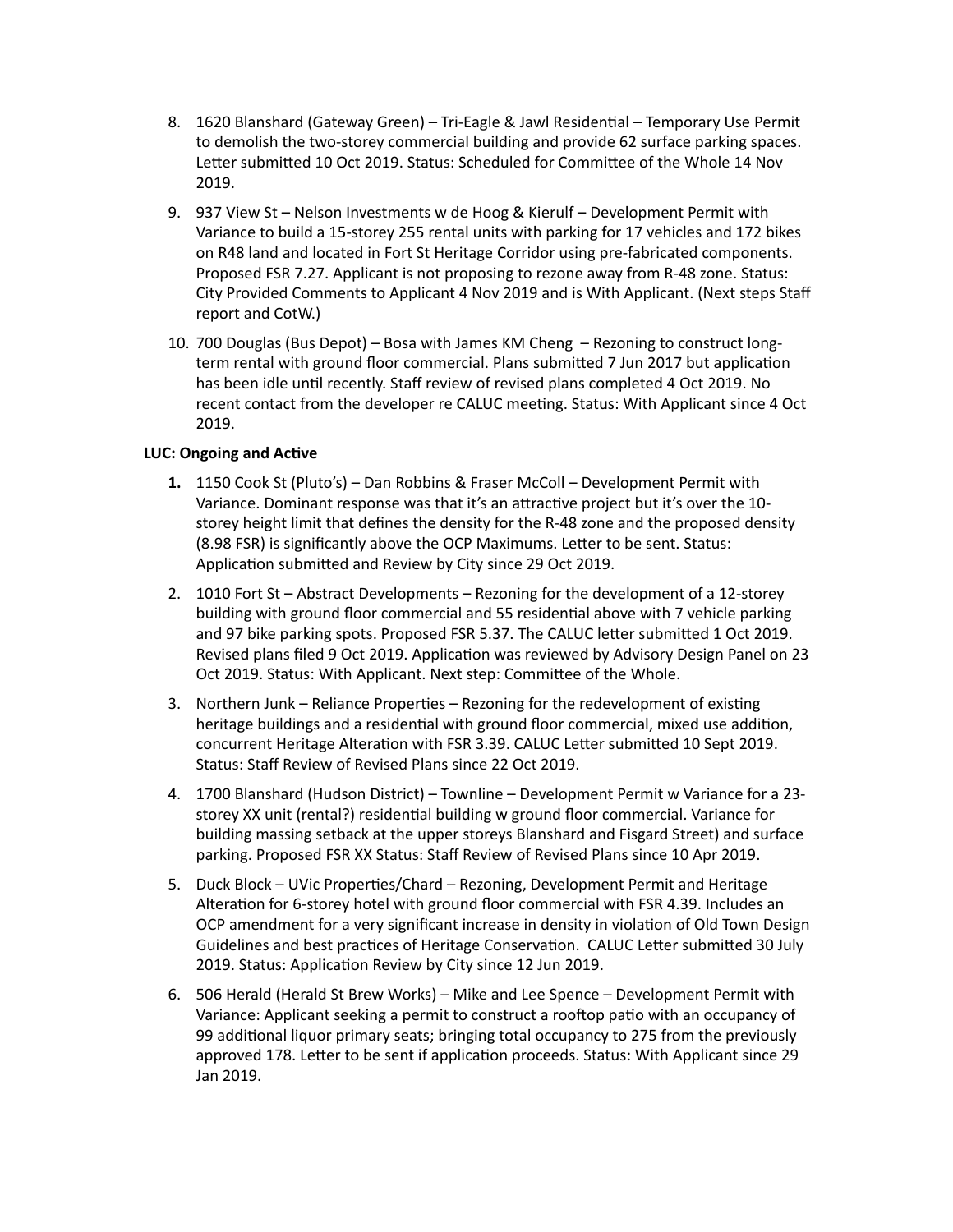8. 1620 Blanshard (Gateway Green) – Tri-Eagle & Jawl Residential – Temporary Use Permit to demolish the two-storey commercial building and provide 62 surface parking spaces. Letter submitted 10 Oct 2019. Status: Scheduled for Committee of the Whole 14 Nov 2019.

9. 937 View St – Nelson Investments w de Hoog & Kierulf – Development Permit with Variance to build a 15-storey 255 rental units with parking for 17 vehicles and 172 bikes on R48 land and located in Fort St Heritage Corridor using pre-fabricated components. Proposed FSR 7.27. Applicant is not proposing to rezone away from R-48 zone. Status: City Provided Comments to Applicant 4 Nov 2019 and is With Applicant. (Next steps Staff report and CotW.)

10. 700 Douglas (Bus Depot) – Bosa with James KM Cheng – Rezoning to construct long-term rental with ground floor commercial. Plans submitted 7 Jun 2017 but application has been idle until recently. Staff review of revised plans completed 4 Oct 2019. No recent contact from the developer re CALUC meeting. Status: With Applicant since 4 Oct 2019.

**LUC: Ongoing and Active**

1. 1150 Cook St (Pluto's) – Dan Robbins & Fraser McColl – Development Permit with Variance. Dominant response was that it's an attractive project but it's over the 10-storey height limit that defines the density for the R-48 zone and the proposed density (8.98 FSR) is significantly above the OCP Maximums. Letter to be sent. Status: Application submitted and Review by City since 29 Oct 2019.

2. 1010 Fort St – Abstract Developments – Rezoning for the development of a 12-storey building with ground floor commercial and 55 residential above with 7 vehicle parking and 97 bike parking spots. Proposed FSR 5.37. The CALUC letter submitted 1 Oct 2019. Revised plans filed 9 Oct 2019. Application was reviewed by Advisory Design Panel on 23 Oct 2019. Status: With Applicant. Next step: Committee of the Whole.

3. Northern Junk – Reliance Properties – Rezoning for the redevelopment of existing heritage buildings and a residential with ground floor commercial, mixed use addition, concurrent Heritage Alteration with FSR 3.39. CALUC Letter submitted 10 Sept 2019. Status: Staff Review of Revised Plans since 22 Oct 2019.

4. 1700 Blanshard (Hudson District) – Townline – Development Permit w Variance for a 23-storey XX unit (rental?) residential building w ground floor commercial. Variance for building massing setback at the upper storeys Blanshard and Fisgard Street) and surface parking. Proposed FSR XX Status: Staff Review of Revised Plans since 10 Apr 2019.

5. Duck Block – UVic Properties/Chard – Rezoning, Development Permit and Heritage Alteration for 6-storey hotel with ground floor commercial with FSR 4.39. Includes an OCP amendment for a very significant increase in density in violation of Old Town Design Guidelines and best practices of Heritage Conservation. CALUC Letter submitted 30 July 2019. Status: Application Review by City since 12 Jun 2019.

6. 506 Herald (Herald St Brew Works) – Mike and Lee Spence – Development Permit with Variance: Applicant seeking a permit to construct a rooftop patio with an occupancy of 99 additional liquor primary seats; bringing total occupancy to 275 from the previously approved 178. Letter to be sent if application proceeds. Status: With Applicant since 29 Jan 2019.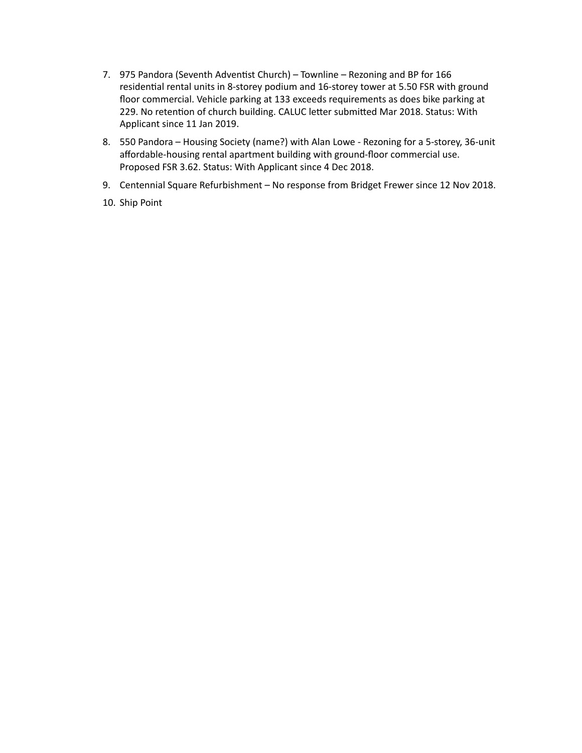7. 975 Pandora (Seventh Adventist Church) – Townline – Rezoning and BP for 166 residential rental units in 8-storey podium and 16-storey tower at 5.50 FSR with ground floor commercial. Vehicle parking at 133 exceeds requirements as does bike parking at 229. No retention of church building. CALUC letter submitted Mar 2018. Status: With Applicant since 11 Jan 2019.
8. 550 Pandora – Housing Society (name?) with Alan Lowe - Rezoning for a 5-storey, 36-unit affordable-housing rental apartment building with ground-floor commercial use. Proposed FSR 3.62. Status: With Applicant since 4 Dec 2018.
9. Centennial Square Refurbishment – No response from Bridget Frewer since 12 Nov 2018.
10. Ship Point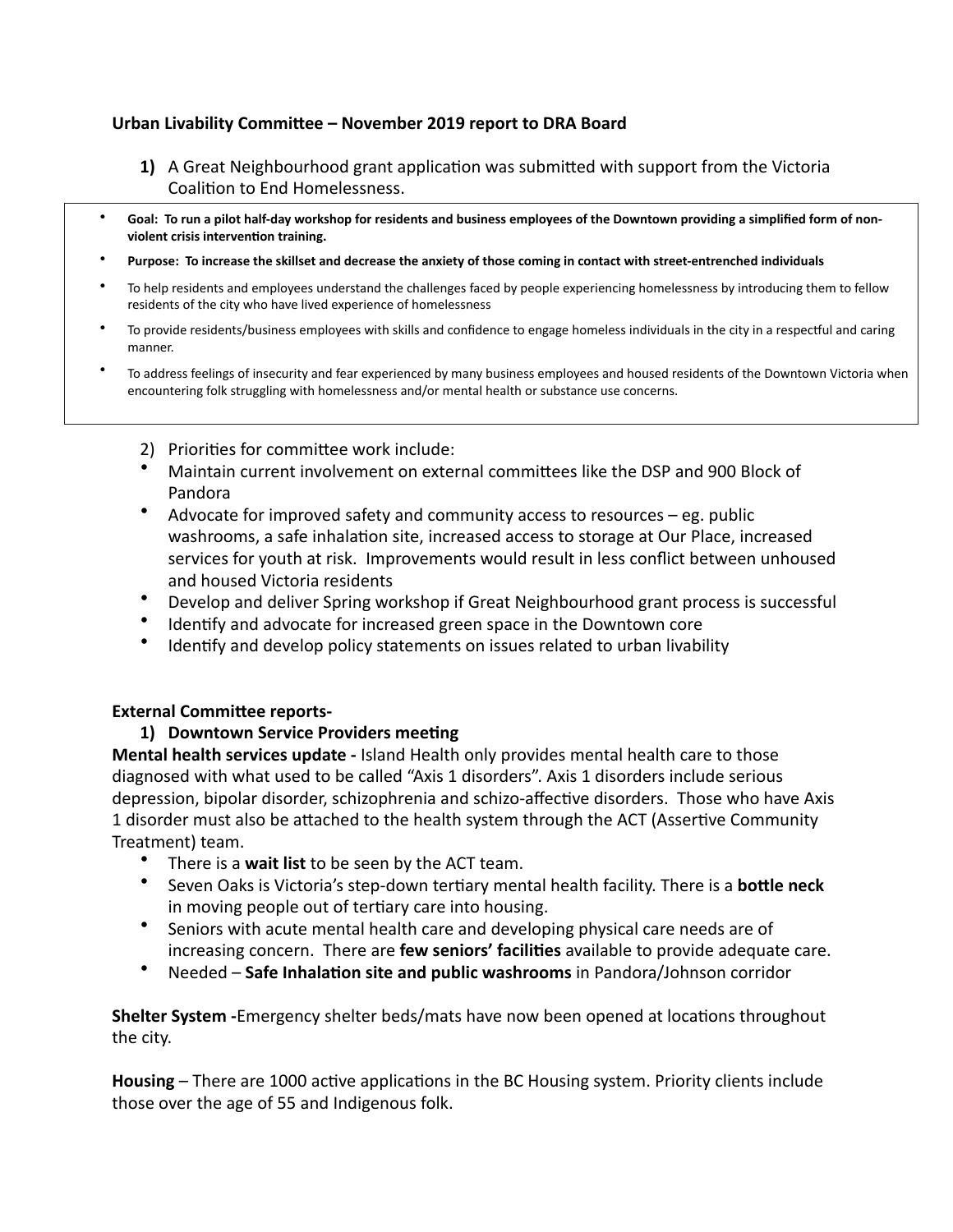**Urban Livability Committee – November 2019 report to DRA Board**

1) A Great Neighbourhood grant application was submitted with support from the Victoria Coalition to End Homelessness.

- **Goal: To run a pilot half-day workshop for residents and business employees of the Downtown providing a simplified form of non-violent crisis intervention training.**
- **Purpose: To increase the skillset and decrease the anxiety of those coming in contact with street-entrenched individuals**
- To help residents and employees understand the challenges faced by people experiencing homelessness by introducing them to fellow residents of the city who have lived experience of homelessness
- To provide residents/business employees with skills and confidence to engage homeless individuals in the city in a respectful and caring manner.
- To address feelings of insecurity and fear experienced by many business employees and housed residents of the Downtown Victoria when encountering folk struggling with homelessness and/or mental health or substance use concerns.

2) Priorities for committee work include:

- Maintain current involvement on external committees like the DSP and 900 Block of Pandora
- Advocate for improved safety and community access to resources – eg. public washrooms, a safe inhalation site, increased access to storage at Our Place, increased services for youth at risk. Improvements would result in less conflict between unhoused and housed Victoria residents
- Develop and deliver Spring workshop if Great Neighbourhood grant process is successful
- Identify and advocate for increased green space in the Downtown core
- Identify and develop policy statements on issues related to urban livability

**External Committee reports-**

1) **Downtown Service Providers meeting**

**Mental health services update -** Island Health only provides mental health care to those diagnosed with what used to be called "Axis 1 disorders". Axis 1 disorders include serious depression, bipolar disorder, schizophrenia and schizo-affective disorders. Those who have Axis 1 disorder must also be attached to the health system through the ACT (Assertive Community Treatment) team.

- There is a **wait list** to be seen by the ACT team.
- Seven Oaks is Victoria's step-down tertiary mental health facility. There is a **bottle neck** in moving people out of tertiary care into housing.
- Seniors with acute mental health care and developing physical care needs are of increasing concern. There are **few seniors' facilities** available to provide adequate care.
- Needed – **Safe Inhalation site and public washrooms** in Pandora/Johnson corridor

**Shelter System -**Emergency shelter beds/mats have now been opened at locations throughout the city.

**Housing** – There are 1000 active applications in the BC Housing system. Priority clients include those over the age of 55 and Indigenous folk.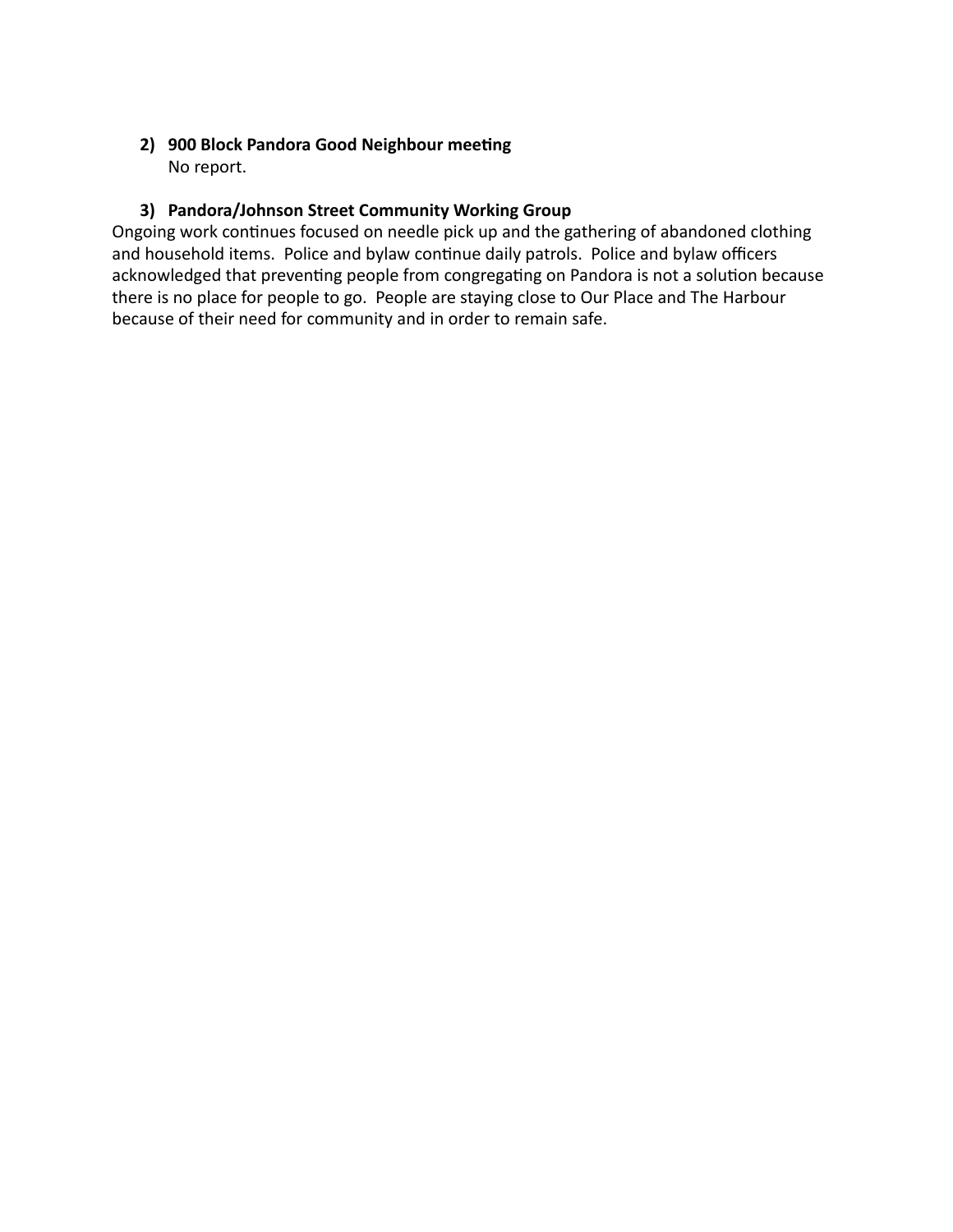2) **900 Block Pandora Good Neighbour meeting**
   No report.

3) **Pandora/Johnson Street Community Working Group**

Ongoing work continues focused on needle pick up and the gathering of abandoned clothing and household items. Police and bylaw continue daily patrols. Police and bylaw officers acknowledged that preventing people from congregating on Pandora is not a solution because there is no place for people to go. People are staying close to Our Place and The Harbour because of their need for community and in order to remain safe.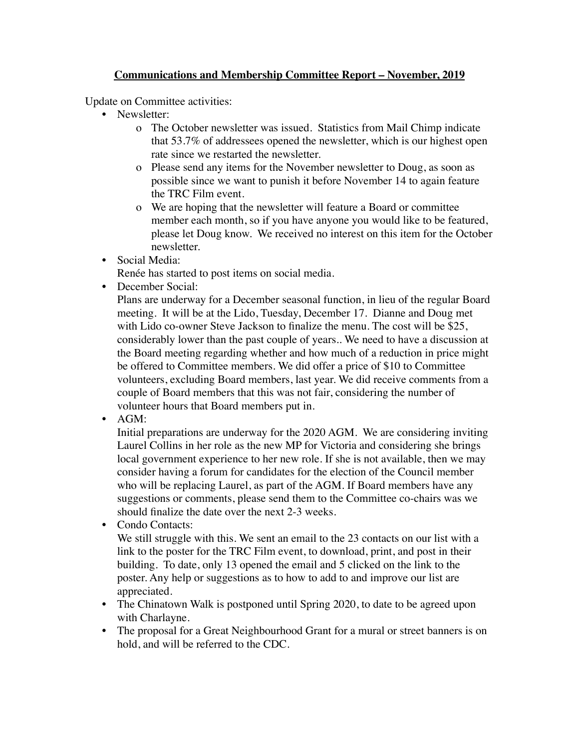**Communications and Membership Committee Report – November, 2019**

Update on Committee activities:

- Newsletter:
  - The October newsletter was issued. Statistics from Mail Chimp indicate that 53.7% of addressees opened the newsletter, which is our highest open rate since we restarted the newsletter.
  - Please send any items for the November newsletter to Doug, as soon as possible since we want to punish it before November 14 to again feature the TRC Film event.
  - We are hoping that the newsletter will feature a Board or committee member each month, so if you have anyone you would like to be featured, please let Doug know. We received no interest on this item for the October newsletter.
- Social Media:
  Renée has started to post items on social media.
- December Social:
  Plans are underway for a December seasonal function, in lieu of the regular Board meeting. It will be at the Lido, Tuesday, December 17. Dianne and Doug met with Lido co-owner Steve Jackson to finalize the menu. The cost will be $25, considerably lower than the past couple of years.. We need to have a discussion at the Board meeting regarding whether and how much of a reduction in price might be offered to Committee members. We did offer a price of $10 to Committee volunteers, excluding Board members, last year. We did receive comments from a couple of Board members that this was not fair, considering the number of volunteer hours that Board members put in.
- AGM:
  Initial preparations are underway for the 2020 AGM. We are considering inviting Laurel Collins in her role as the new MP for Victoria and considering she brings local government experience to her new role. If she is not available, then we may consider having a forum for candidates for the election of the Council member who will be replacing Laurel, as part of the AGM. If Board members have any suggestions or comments, please send them to the Committee co-chairs was we should finalize the date over the next 2-3 weeks.
- Condo Contacts:
  We still struggle with this. We sent an email to the 23 contacts on our list with a link to the poster for the TRC Film event, to download, print, and post in their building. To date, only 13 opened the email and 5 clicked on the link to the poster. Any help or suggestions as to how to add to and improve our list are appreciated.
- The Chinatown Walk is postponed until Spring 2020, to date to be agreed upon with Charlayne.
- The proposal for a Great Neighbourhood Grant for a mural or street banners is on hold, and will be referred to the CDC.